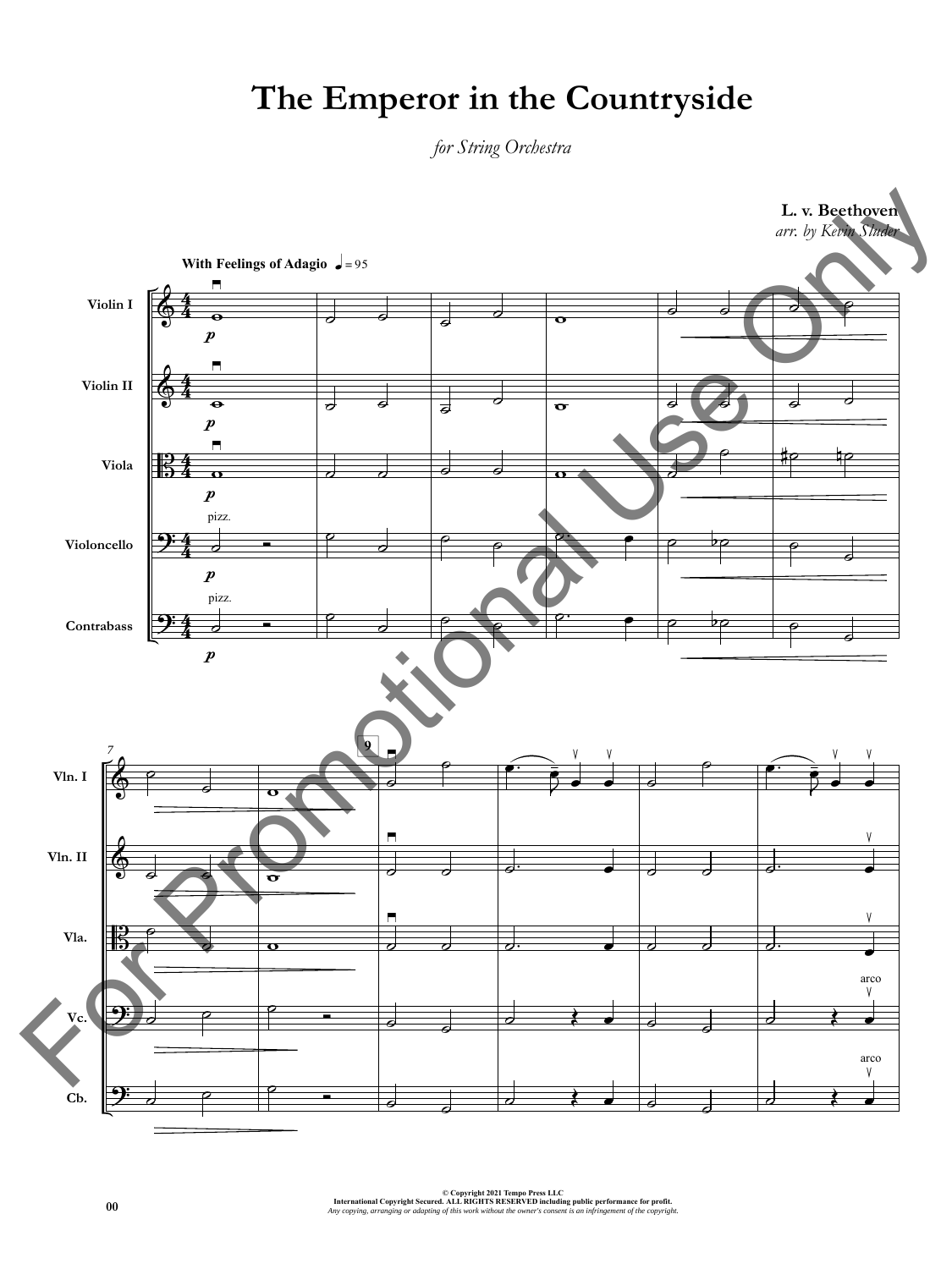# The Emperor in the Countryside

*for String Orchestra*

**L. v. Beethoven**
*arr. by Kevin Sluder*

**With Feelings of Adagio** ♩ = 95

Violin I
Violin II
Viola
Violoncello
Contrabass

pizz.

pizz.

arco

arco

For Promotional Use Only

© Copyright 2021 Tempo Press LLC
International Copyright Secured. ALL RIGHTS RESERVED including public performance for profit.
*Any copying, arranging or adapting of this work without the owner's consent is an infringement of the copyright.*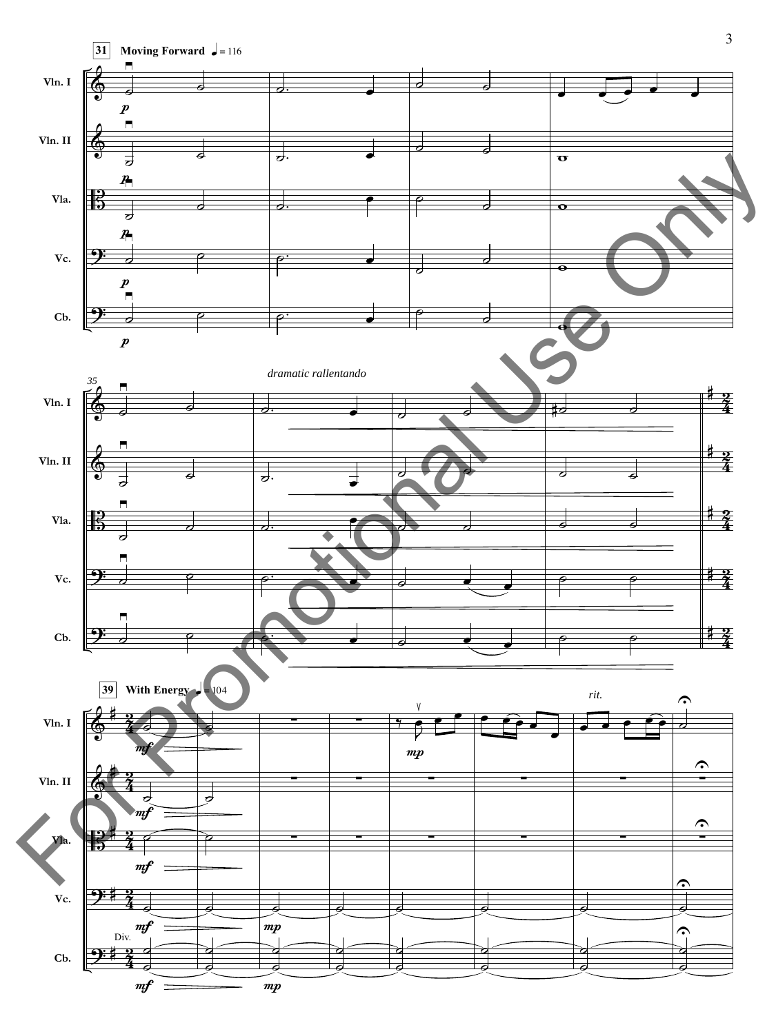**31** **Moving Forward** ♩ = 116

Vln. I

Vln. II

Vla.

Vc.

Cb.

*dramatic rallentando*

**39** **With Energy** ♩ = 104

*rit.*

Div.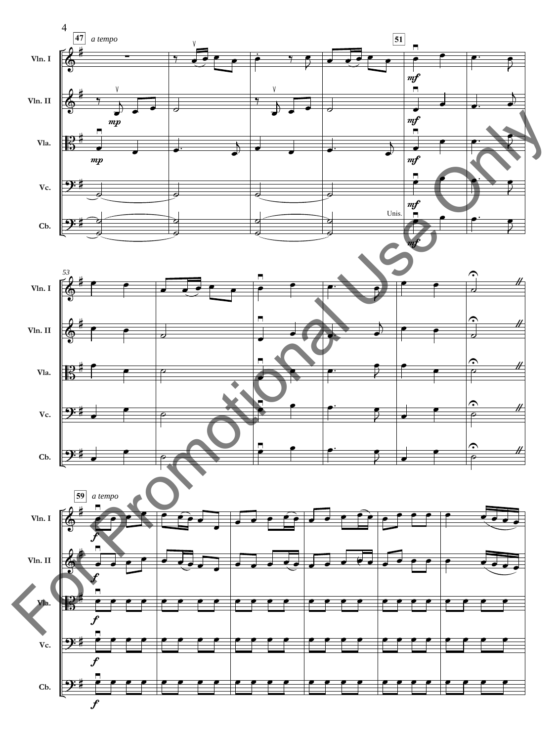47 *a tempo*

Vln. I

Vln. II

Vla.

Vc.

Cb.

51

*mp*

*mf*

Unis.

53

59 *a tempo*

*f*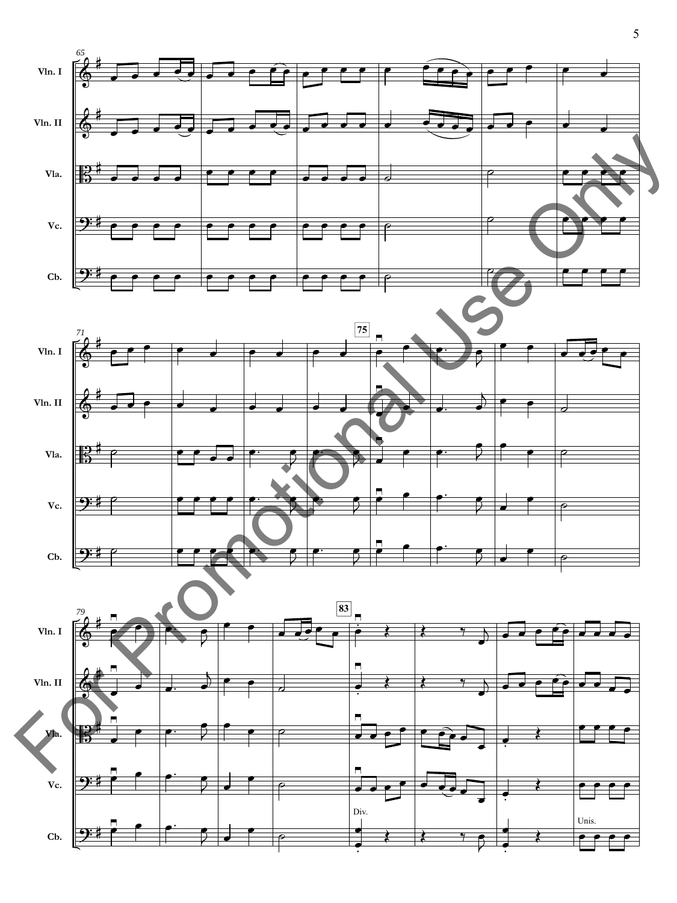For Promotional Use Only

65

Vln. I

Vln. II

Vla.

Vc.

Cb.

71

75

Vln. I

Vln. II

Vla.

Vc.

Cb.

79

83

Vln. I

Vln. II

Vla.

Vc.

Cb.

Div.

Unis.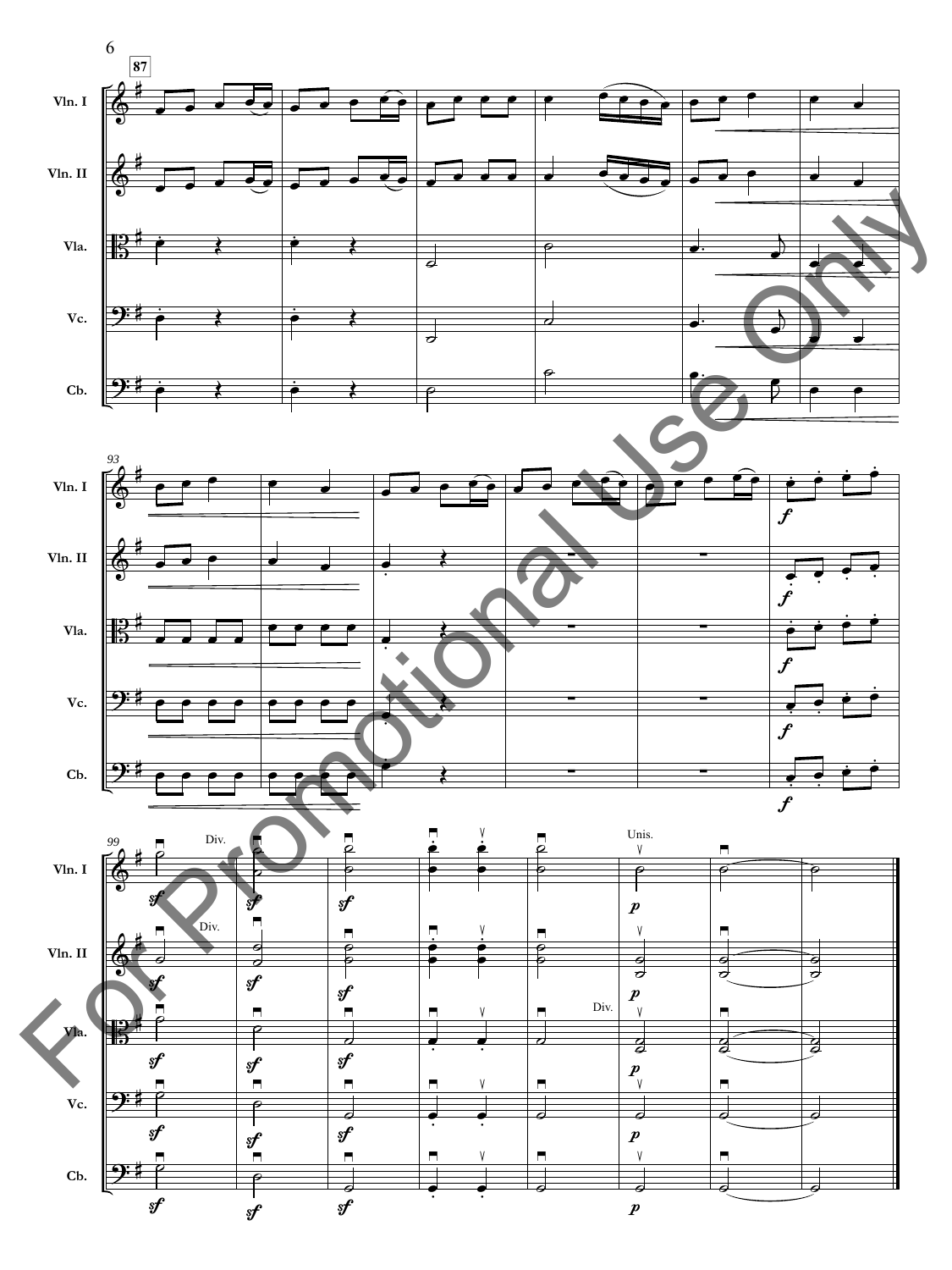87

Vln. I

Vln. II

Vla.

Vc.

Cb.

93

Vln. I

Vln. II

Vla.

Vc.

Cb.

*f*

*f*

*f*

*f*

*f*

99

Vln. I

Div.

*sf* *sf* *sf*

Unis.

*p*

Vln. II

Div.

*sf* *sf* *sf*

*p*

Vla.

Div.

*sf* *sf* *sf*

*p*

Vc.

*sf* *sf* *sf*

*p*

Cb.

*sf* *sf* *sf*

*p*

For Promotional Use Only